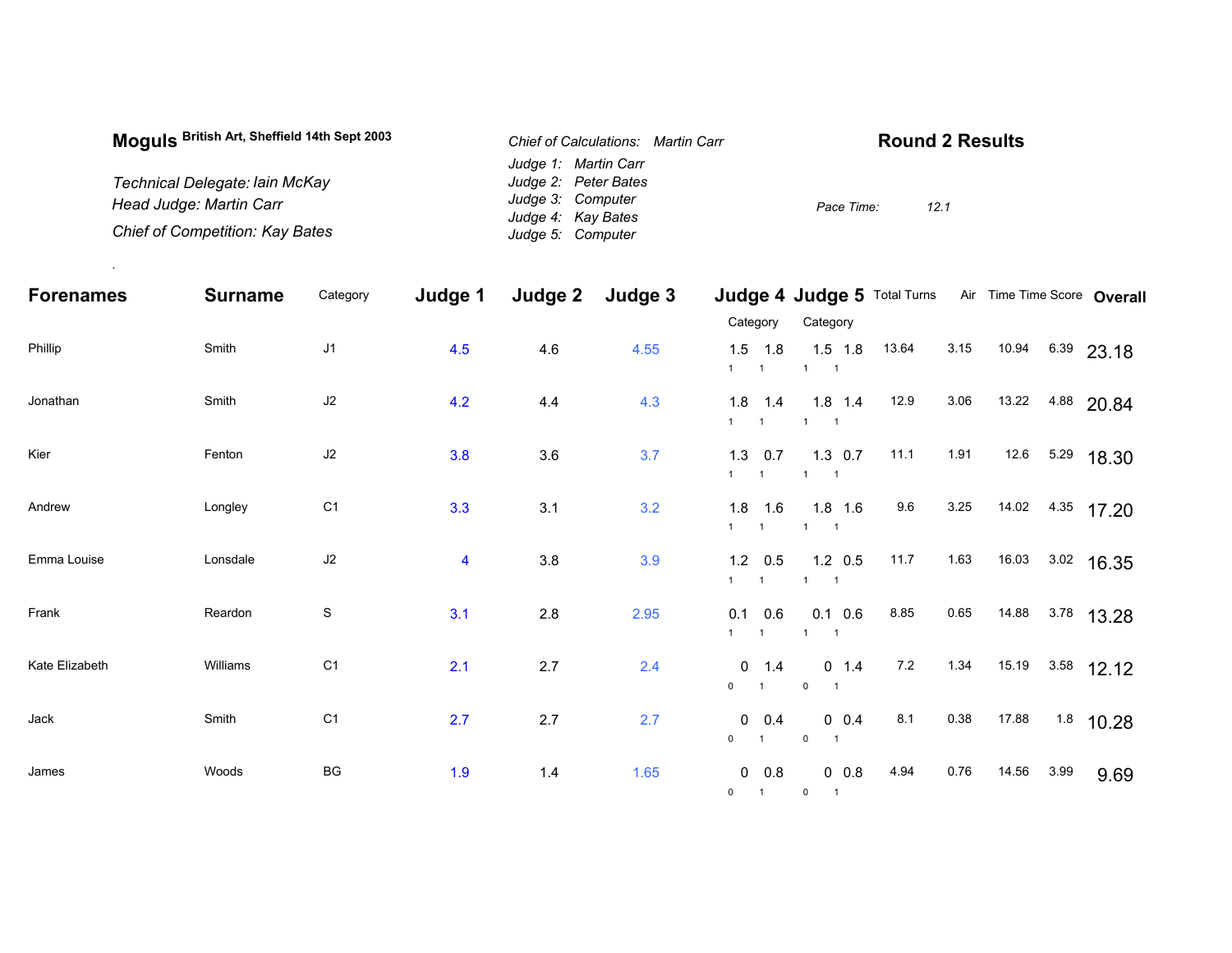**Moguls** British Art, Sheffield 14th Sept 2003

*Technical Delegate: Iain McKay*
*Head Judge: Martin Carr*
*Chief of Competition: Kay Bates*

*Chief of Calculations: Martin Carr*
*Judge 1: Martin Carr*
*Judge 2: Peter Bates*
*Judge 3: Computer*
*Judge 4: Kay Bates*
*Judge 5: Computer*

## Round 2 Results

*Pace Time:* *12.1*

| Forenames | Surname | Category | Judge 1 | Judge 2 | Judge 3 | Judge 4 | | Judge 5 | | Total Turns | Air | Time | Time Score | Overall |
|---|---|---|---|---|---|---|---|---|---|---|---|---|---|---|
| | | | | | | Category | | Category | | | | | | |
| Phillip | Smith | J1 | 4.5 | 4.6 | 4.55 | 1.5 (1) | 1.8 (1) | 1.5 (1) | 1.8 (1) | 13.64 | 3.15 | 10.94 | 6.39 | 23.18 |
| Jonathan | Smith | J2 | 4.2 | 4.4 | 4.3 | 1.8 (1) | 1.4 (1) | 1.8 (1) | 1.4 (1) | 12.9 | 3.06 | 13.22 | 4.88 | 20.84 |
| Kier | Fenton | J2 | 3.8 | 3.6 | 3.7 | 1.3 (1) | 0.7 (1) | 1.3 (1) | 0.7 (1) | 11.1 | 1.91 | 12.6 | 5.29 | 18.30 |
| Andrew | Longley | C1 | 3.3 | 3.1 | 3.2 | 1.8 (1) | 1.6 (1) | 1.8 (1) | 1.6 (1) | 9.6 | 3.25 | 14.02 | 4.35 | 17.20 |
| Emma Louise | Lonsdale | J2 | 4 | 3.8 | 3.9 | 1.2 (1) | 0.5 (1) | 1.2 (1) | 0.5 (1) | 11.7 | 1.63 | 16.03 | 3.02 | 16.35 |
| Frank | Reardon | S | 3.1 | 2.8 | 2.95 | 0.1 (1) | 0.6 (1) | 0.1 (1) | 0.6 (1) | 8.85 | 0.65 | 14.88 | 3.78 | 13.28 |
| Kate Elizabeth | Williams | C1 | 2.1 | 2.7 | 2.4 | 0 (0) | 1.4 (1) | 0 (0) | 1.4 (1) | 7.2 | 1.34 | 15.19 | 3.58 | 12.12 |
| Jack | Smith | C1 | 2.7 | 2.7 | 2.7 | 0 (0) | 0.4 (1) | 0 (0) | 0.4 (1) | 8.1 | 0.38 | 17.88 | 1.8 | 10.28 |
| James | Woods | BG | 1.9 | 1.4 | 1.65 | 0 (0) | 0.8 (1) | 0 (0) | 0.8 (1) | 4.94 | 0.76 | 14.56 | 3.99 | 9.69 |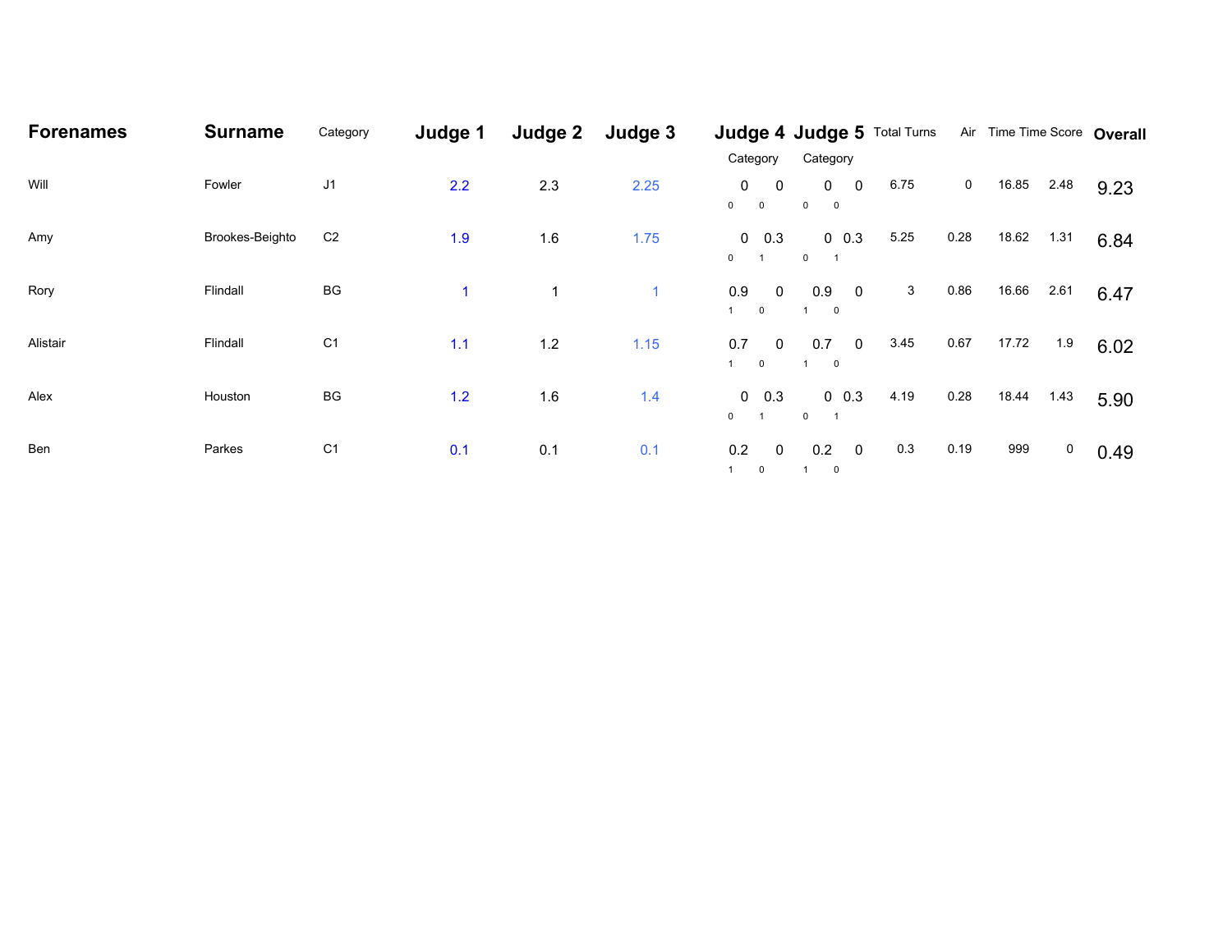| Forenames | Surname | Category | Judge 1 | Judge 2 | Judge 3 | Judge 4 Category | | Judge 5 Category | | Total Turns | Air | Time | Time Score | Overall |
|---|---|---|---|---|---|---|---|---|---|---|---|---|---|---|
| Will | Fowler | J1 | 2.2 | 2.3 | 2.25 | 0 (0) | 0 (0) | 0 (0) | 0 (0) | 6.75 | 0 | 16.85 | 2.48 | 9.23 |
| Amy | Brookes-Beighto | C2 | 1.9 | 1.6 | 1.75 | 0 (0) | 0.3 (1) | 0 (0) | 0.3 (1) | 5.25 | 0.28 | 18.62 | 1.31 | 6.84 |
| Rory | Flindall | BG | 1 | 1 | 1 | 0.9 (1) | 0 (0) | 0.9 (1) | 0 (0) | 3 | 0.86 | 16.66 | 2.61 | 6.47 |
| Alistair | Flindall | C1 | 1.1 | 1.2 | 1.15 | 0.7 (1) | 0 (0) | 0.7 (1) | 0 (0) | 3.45 | 0.67 | 17.72 | 1.9 | 6.02 |
| Alex | Houston | BG | 1.2 | 1.6 | 1.4 | 0 (0) | 0.3 (1) | 0 (0) | 0.3 (1) | 4.19 | 0.28 | 18.44 | 1.43 | 5.90 |
| Ben | Parkes | C1 | 0.1 | 0.1 | 0.1 | 0.2 (1) | 0 (0) | 0.2 (1) | 0 (0) | 0.3 | 0.19 | 999 | 0 | 0.49 |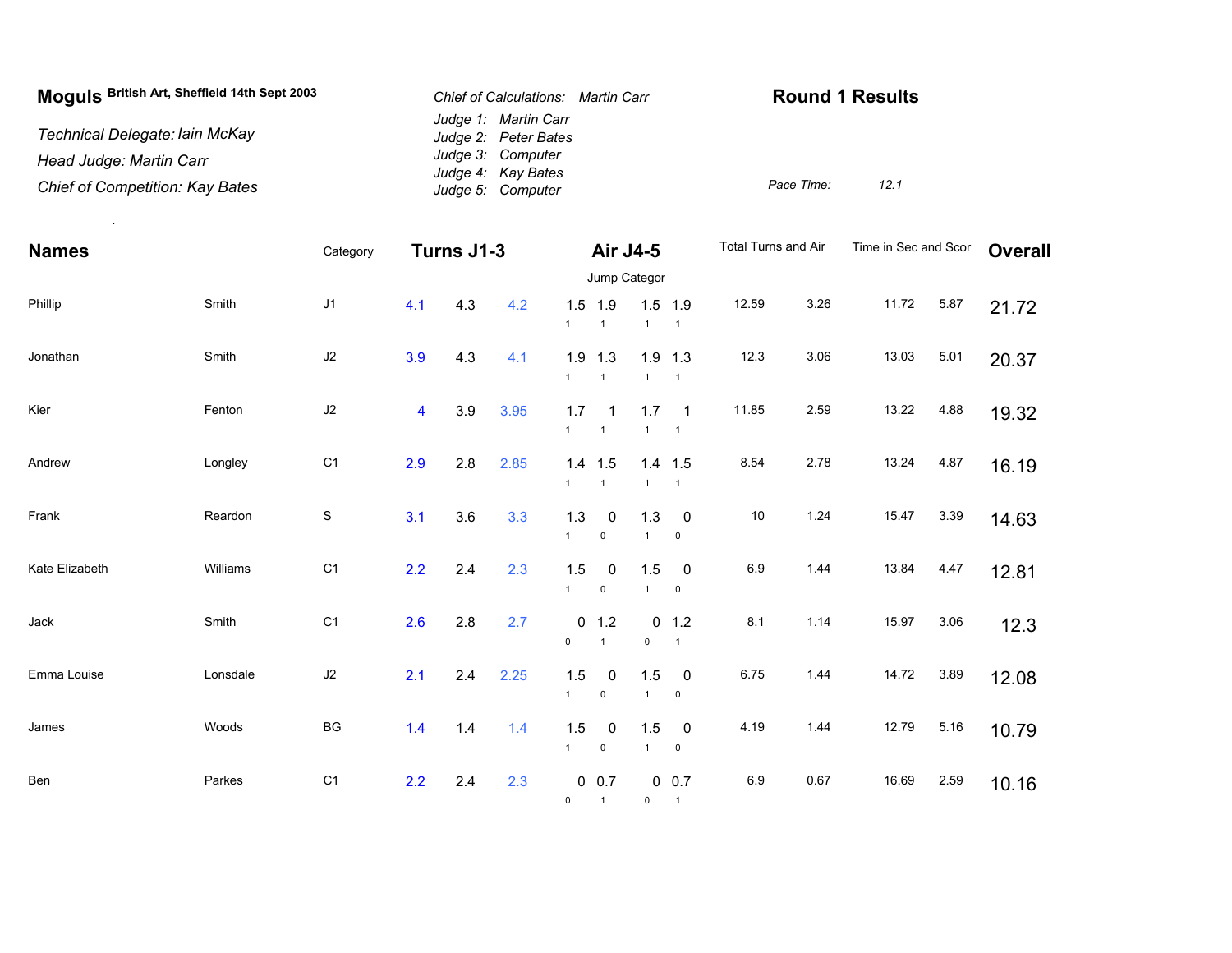**Moguls** British Art, Sheffield 14th Sept 2003

*Technical Delegate: Iain McKay*
*Head Judge: Martin Carr*
*Chief of Competition: Kay Bates*

*Chief of Calculations: Martin Carr*
*Judge 1: Martin Carr*
*Judge 2: Peter Bates*
*Judge 3: Computer*
*Judge 4: Kay Bates*
*Judge 5: Computer*

## Round 1 Results

*Pace Time: 12.1*

| Names | | Category | Turns J1-3 | | | Air J4-5 (Jump Categor) | | | | Total Turns and Air | | Time in Sec and Scor | | Overall |
|---|---|---|---|---|---|---|---|---|---|---|---|---|---|---|
| Phillip | Smith | J1 | 4.1 | 4.3 | 4.2 | 1.5 (1) | 1.9 (1) | 1.5 (1) | 1.9 (1) | 12.59 | 3.26 | 11.72 | 5.87 | 21.72 |
| Jonathan | Smith | J2 | 3.9 | 4.3 | 4.1 | 1.9 (1) | 1.3 (1) | 1.9 (1) | 1.3 (1) | 12.3 | 3.06 | 13.03 | 5.01 | 20.37 |
| Kier | Fenton | J2 | 4 | 3.9 | 3.95 | 1.7 (1) | 1 (1) | 1.7 (1) | 1 (1) | 11.85 | 2.59 | 13.22 | 4.88 | 19.32 |
| Andrew | Longley | C1 | 2.9 | 2.8 | 2.85 | 1.4 (1) | 1.5 (1) | 1.4 (1) | 1.5 (1) | 8.54 | 2.78 | 13.24 | 4.87 | 16.19 |
| Frank | Reardon | S | 3.1 | 3.6 | 3.3 | 1.3 (1) | 0 (0) | 1.3 (1) | 0 (0) | 10 | 1.24 | 15.47 | 3.39 | 14.63 |
| Kate Elizabeth | Williams | C1 | 2.2 | 2.4 | 2.3 | 1.5 (1) | 0 (0) | 1.5 (1) | 0 (0) | 6.9 | 1.44 | 13.84 | 4.47 | 12.81 |
| Jack | Smith | C1 | 2.6 | 2.8 | 2.7 | 0 (0) | 1.2 (1) | 0 (0) | 1.2 (1) | 8.1 | 1.14 | 15.97 | 3.06 | 12.3 |
| Emma Louise | Lonsdale | J2 | 2.1 | 2.4 | 2.25 | 1.5 (1) | 0 (0) | 1.5 (1) | 0 (0) | 6.75 | 1.44 | 14.72 | 3.89 | 12.08 |
| James | Woods | BG | 1.4 | 1.4 | 1.4 | 1.5 (1) | 0 (0) | 1.5 (1) | 0 (0) | 4.19 | 1.44 | 12.79 | 5.16 | 10.79 |
| Ben | Parkes | C1 | 2.2 | 2.4 | 2.3 | 0 (0) | 0.7 (1) | 0 (0) | 0.7 (1) | 6.9 | 0.67 | 16.69 | 2.59 | 10.16 |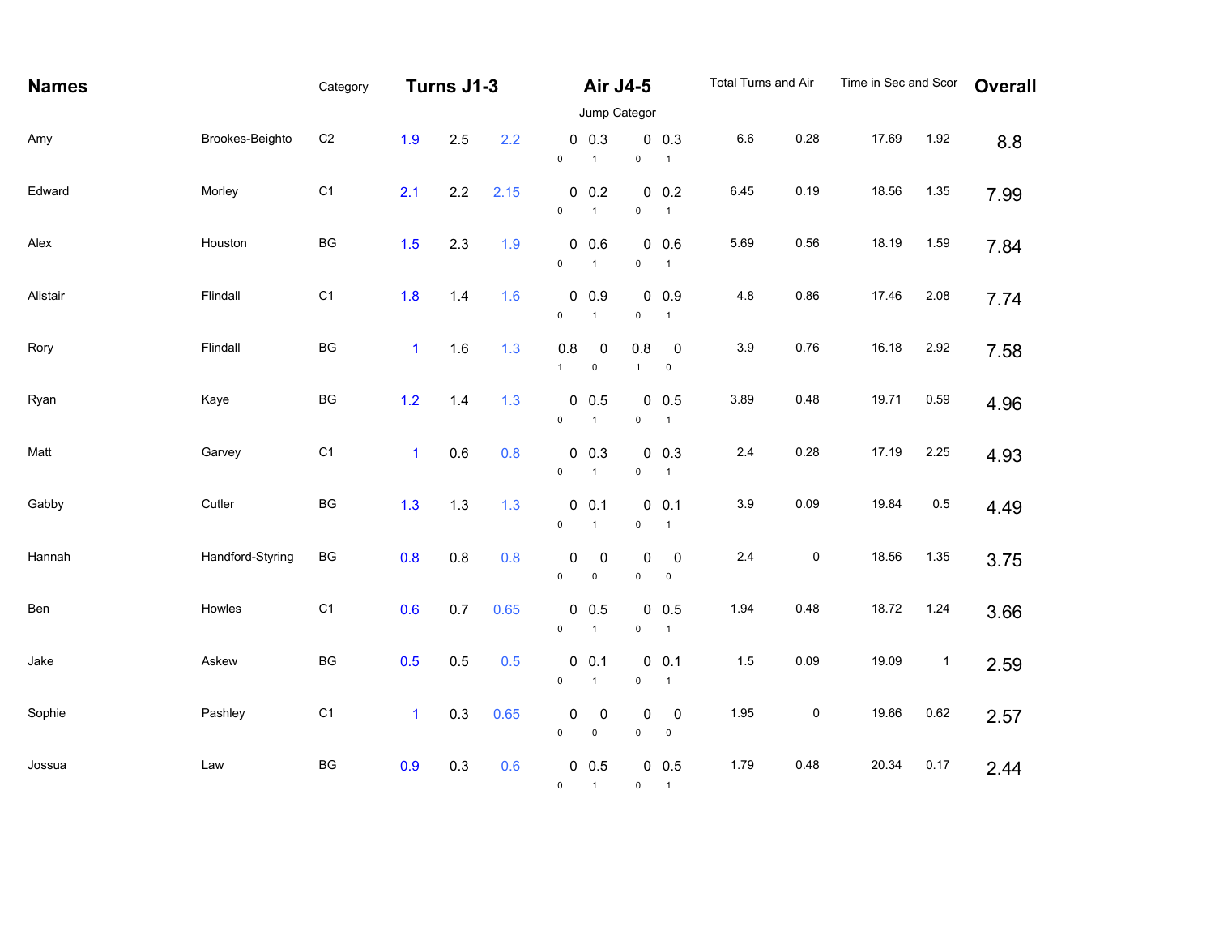| Names | | Category | Turns J1-3 | | | Air J4-5 | | | | Total Turns and Air | | Time in Sec and Scor | | Overall |
|---|---|---|---|---|---|---|---|---|---|---|---|---|---|---|
| | | | | | | Jump Categor | | | | | | | | |
| Amy | Brookes-Beighto | C2 | 1.9 | 2.5 | 2.2 | 0<br>0 | 0.3<br>1 | 0<br>0 | 0.3<br>1 | 6.6 | 0.28 | 17.69 | 1.92 | 8.8 |
| Edward | Morley | C1 | 2.1 | 2.2 | 2.15 | 0<br>0 | 0.2<br>1 | 0<br>0 | 0.2<br>1 | 6.45 | 0.19 | 18.56 | 1.35 | 7.99 |
| Alex | Houston | BG | 1.5 | 2.3 | 1.9 | 0<br>0 | 0.6<br>1 | 0<br>0 | 0.6<br>1 | 5.69 | 0.56 | 18.19 | 1.59 | 7.84 |
| Alistair | Flindall | C1 | 1.8 | 1.4 | 1.6 | 0<br>0 | 0.9<br>1 | 0<br>0 | 0.9<br>1 | 4.8 | 0.86 | 17.46 | 2.08 | 7.74 |
| Rory | Flindall | BG | 1 | 1.6 | 1.3 | 0.8<br>1 | 0<br>0 | 0.8<br>1 | 0<br>0 | 3.9 | 0.76 | 16.18 | 2.92 | 7.58 |
| Ryan | Kaye | BG | 1.2 | 1.4 | 1.3 | 0<br>0 | 0.5<br>1 | 0<br>0 | 0.5<br>1 | 3.89 | 0.48 | 19.71 | 0.59 | 4.96 |
| Matt | Garvey | C1 | 1 | 0.6 | 0.8 | 0<br>0 | 0.3<br>1 | 0<br>0 | 0.3<br>1 | 2.4 | 0.28 | 17.19 | 2.25 | 4.93 |
| Gabby | Cutler | BG | 1.3 | 1.3 | 1.3 | 0<br>0 | 0.1<br>1 | 0<br>0 | 0.1<br>1 | 3.9 | 0.09 | 19.84 | 0.5 | 4.49 |
| Hannah | Handford-Styring | BG | 0.8 | 0.8 | 0.8 | 0<br>0 | 0<br>0 | 0<br>0 | 0<br>0 | 2.4 | 0 | 18.56 | 1.35 | 3.75 |
| Ben | Howles | C1 | 0.6 | 0.7 | 0.65 | 0<br>0 | 0.5<br>1 | 0<br>0 | 0.5<br>1 | 1.94 | 0.48 | 18.72 | 1.24 | 3.66 |
| Jake | Askew | BG | 0.5 | 0.5 | 0.5 | 0<br>0 | 0.1<br>1 | 0<br>0 | 0.1<br>1 | 1.5 | 0.09 | 19.09 | 1 | 2.59 |
| Sophie | Pashley | C1 | 1 | 0.3 | 0.65 | 0<br>0 | 0<br>0 | 0<br>0 | 0<br>0 | 1.95 | 0 | 19.66 | 0.62 | 2.57 |
| Jossua | Law | BG | 0.9 | 0.3 | 0.6 | 0<br>0 | 0.5<br>1 | 0<br>0 | 0.5<br>1 | 1.79 | 0.48 | 20.34 | 0.17 | 2.44 |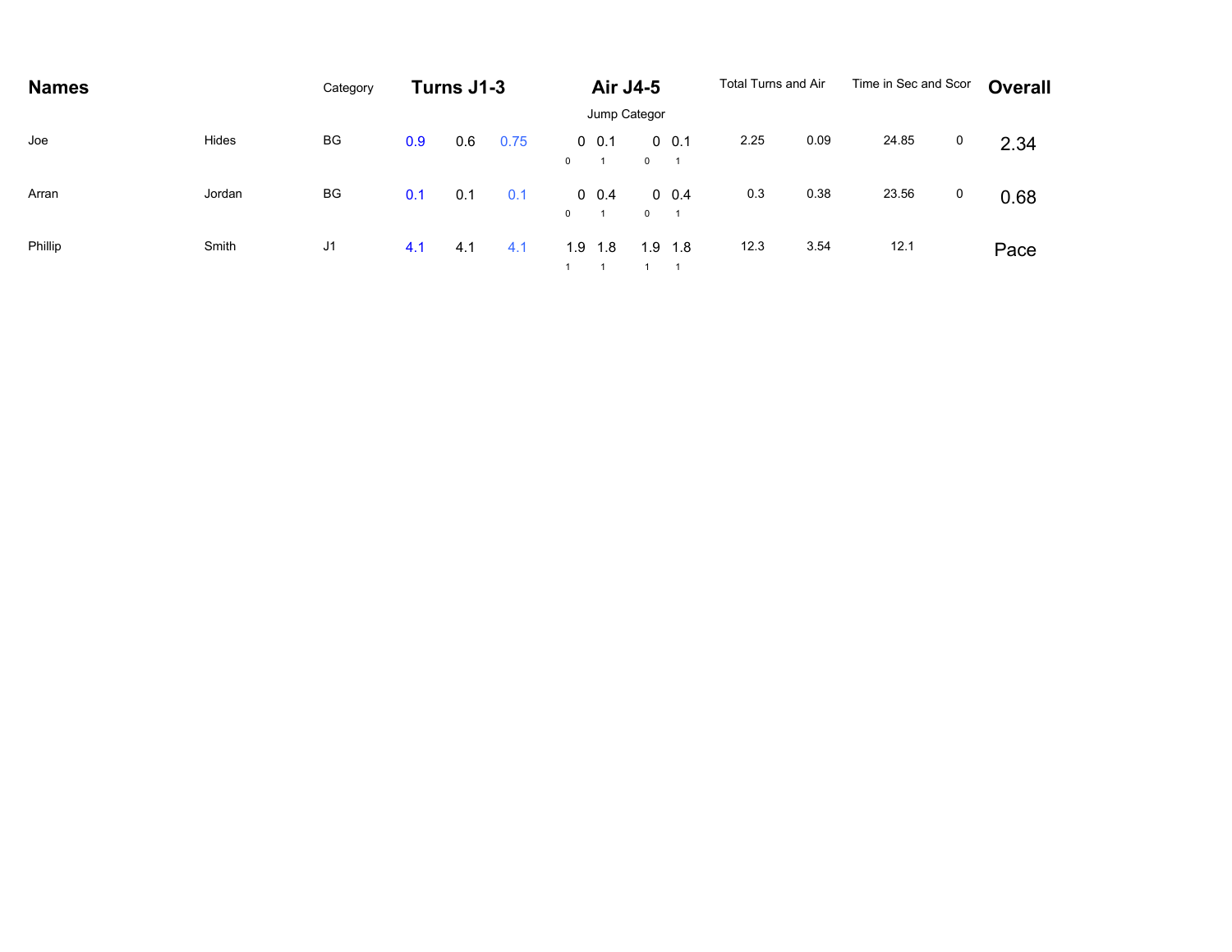| Names | | Category | Turns J1-3 | | | Air J4-5 | | | | Total Turns and Air | | Time in Sec and Scor | | Overall |
|---|---|---|---|---|---|---|---|---|---|---|---|---|---|---|
| | | | | | | Jump Categor | | | | | | | | |
| Joe | Hides | BG | 0.9 | 0.6 | 0.75 | 0 | 0.1 | 0 | 0.1 | 2.25 | 0.09 | 24.85 | 0 | 2.34 |
| | | | | | | 0 | 1 | 0 | 1 | | | | | |
| Arran | Jordan | BG | 0.1 | 0.1 | 0.1 | 0 | 0.4 | 0 | 0.4 | 0.3 | 0.38 | 23.56 | 0 | 0.68 |
| | | | | | | 0 | 1 | 0 | 1 | | | | | |
| Phillip | Smith | J1 | 4.1 | 4.1 | 4.1 | 1.9 | 1.8 | 1.9 | 1.8 | 12.3 | 3.54 | 12.1 | | Pace |
| | | | | | | 1 | 1 | 1 | 1 | | | | | |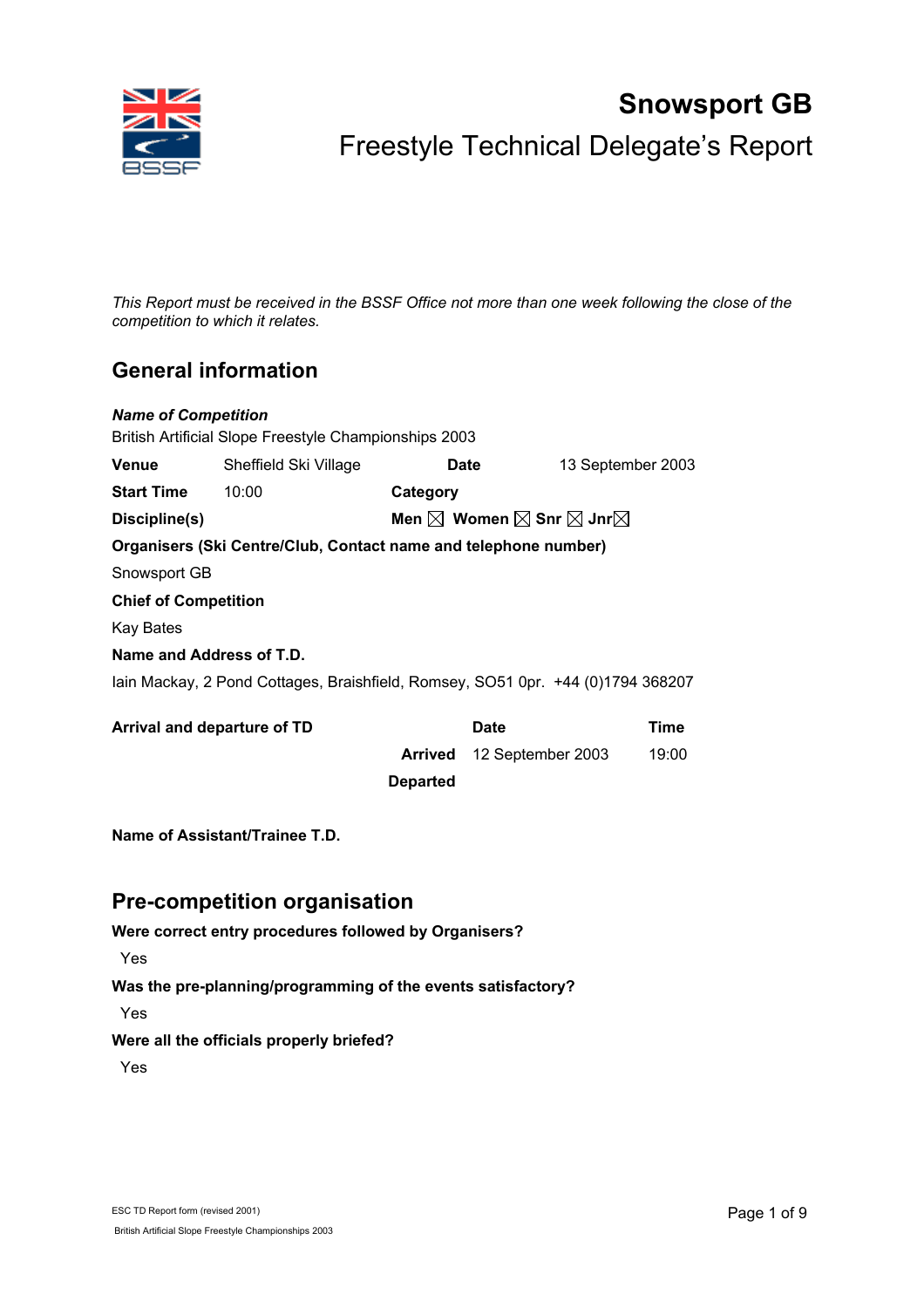# Snowsport GB

## Freestyle Technical Delegate's Report

*This Report must be received in the BSSF Office not more than one week following the close of the competition to which it relates.*

## General information

***Name of Competition***

British Artificial Slope Freestyle Championships 2003

| **Venue** | Sheffield Ski Village | **Date** | 13 September 2003 |
|---|---|---|---|
| **Start Time** | 10:00 | **Category** | |
| **Discipline(s)** | | **Men** ☒ **Women** ☒ **Snr** ☒ **Jnr** ☒ | |

**Organisers (Ski Centre/Club, Contact name and telephone number)**

Snowsport GB

**Chief of Competition**

Kay Bates

**Name and Address of T.D.**

Iain Mackay, 2 Pond Cottages, Braishfield, Romsey, SO51 0pr. +44 (0)1794 368207

| **Arrival and departure of TD** | | **Date** | **Time** |
|---|---|---|---|
| | **Arrived** | 12 September 2003 | 19:00 |
| | **Departed** | | |

**Name of Assistant/Trainee T.D.**

## Pre-competition organisation

**Were correct entry procedures followed by Organisers?**

Yes

**Was the pre-planning/programming of the events satisfactory?**

Yes

**Were all the officials properly briefed?**

Yes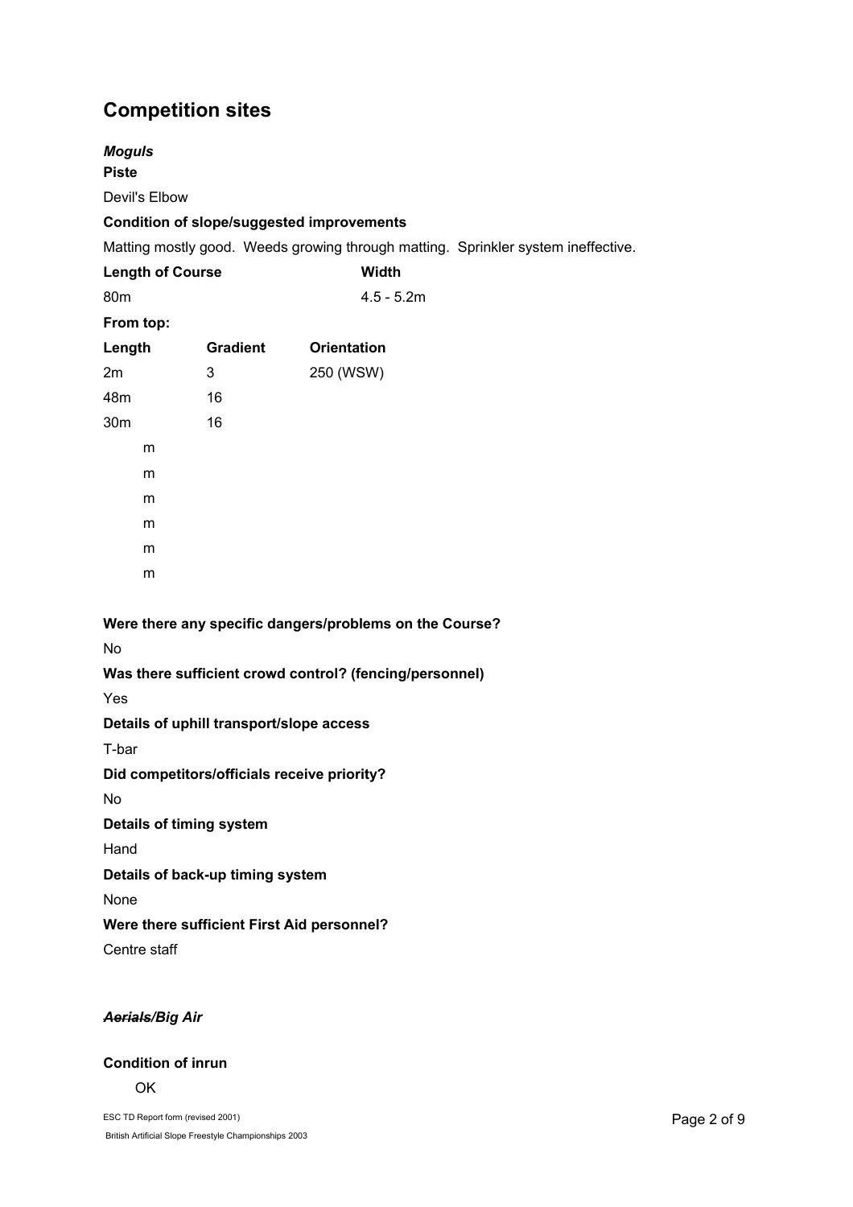## Competition sites

***Moguls***

**Piste**

Devil's Elbow

**Condition of slope/suggested improvements**

Matting mostly good. Weeds growing through matting. Sprinkler system ineffective.

| **Length of Course** | **Width** |
|---|---|
| 80m | 4.5 - 5.2m |

**From top:**

| Length | Gradient | Orientation |
|---|---|---|
| 2m | 3 | 250 (WSW) |
| 48m | 16 | |
| 30m | 16 | |
| m | | |
| m | | |
| m | | |
| m | | |
| m | | |
| m | | |

**Were there any specific dangers/problems on the Course?**

No

**Was there sufficient crowd control? (fencing/personnel)**

Yes

**Details of uphill transport/slope access**

T-bar

**Did competitors/officials receive priority?**

No

**Details of timing system**

Hand

**Details of back-up timing system**

None

**Were there sufficient First Aid personnel?**

Centre staff

***~~Aerials~~/Big Air***

**Condition of inrun**

OK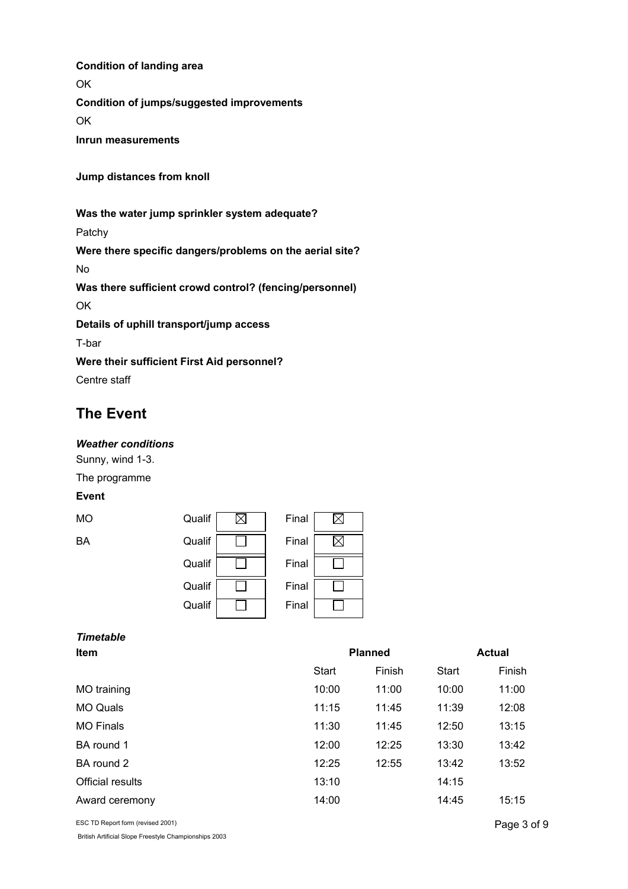**Condition of landing area**

OK

**Condition of jumps/suggested improvements**

OK

**Inrun measurements**

**Jump distances from knoll**

**Was the water jump sprinkler system adequate?**

Patchy

**Were there specific dangers/problems on the aerial site?**

No

**Was there sufficient crowd control? (fencing/personnel)**

OK

**Details of uphill transport/jump access**

T-bar

**Were their sufficient First Aid personnel?**

Centre staff

## The Event

***Weather conditions***

Sunny, wind 1-3.

The programme

**Event**

| | | | | |
|---|---|---|---|---|
| MO | Qualif | ☒ | Final | ☒ |
| BA | Qualif | ☐ | Final | ☒ |
| | Qualif | ☐ | Final | ☐ |
| | Qualif | ☐ | Final | ☐ |
| | Qualif | ☐ | Final | ☐ |

***Timetable***

| Item | Planned | | Actual | |
|---|---|---|---|---|
| | Start | Finish | Start | Finish |
| MO training | 10:00 | 11:00 | 10:00 | 11:00 |
| MO Quals | 11:15 | 11:45 | 11:39 | 12:08 |
| MO Finals | 11:30 | 11:45 | 12:50 | 13:15 |
| BA round 1 | 12:00 | 12:25 | 13:30 | 13:42 |
| BA round 2 | 12:25 | 12:55 | 13:42 | 13:52 |
| Official results | 13:10 | | 14:15 | |
| Award ceremony | 14:00 | | 14:45 | 15:15 |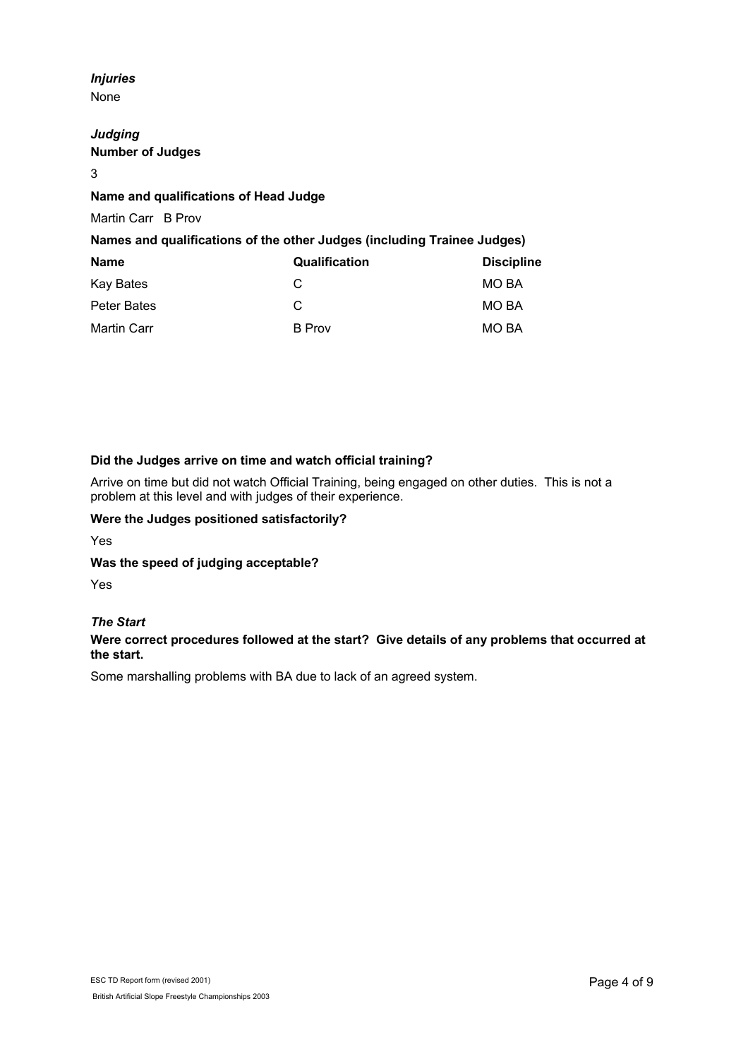*Injuries*

None

*Judging*

**Number of Judges**

3

**Name and qualifications of Head Judge**

Martin Carr B Prov

**Names and qualifications of the other Judges (including Trainee Judges)**

| Name | Qualification | Discipline |
|---|---|---|
| Kay Bates | C | MO BA |
| Peter Bates | C | MO BA |
| Martin Carr | B Prov | MO BA |

**Did the Judges arrive on time and watch official training?**

Arrive on time but did not watch Official Training, being engaged on other duties. This is not a problem at this level and with judges of their experience.

**Were the Judges positioned satisfactorily?**

Yes

**Was the speed of judging acceptable?**

Yes

*The Start*

**Were correct procedures followed at the start? Give details of any problems that occurred at the start.**

Some marshalling problems with BA due to lack of an agreed system.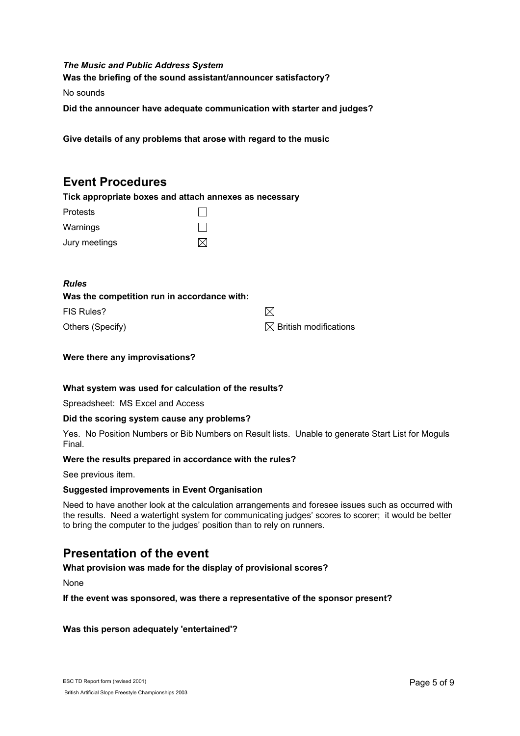***The Music and Public Address System***

**Was the briefing of the sound assistant/announcer satisfactory?**

No sounds

**Did the announcer have adequate communication with starter and judges?**

**Give details of any problems that arose with regard to the music**

## Event Procedures

**Tick appropriate boxes and attach annexes as necessary**

| | |
|---|---|
| Protests | ☐ |
| Warnings | ☐ |
| Jury meetings | ☒ |

***Rules***

**Was the competition run in accordance with:**

| | |
|---|---|
| FIS Rules? | ☒ |
| Others (Specify) | ☒ British modifications |

**Were there any improvisations?**

**What system was used for calculation of the results?**

Spreadsheet: MS Excel and Access

**Did the scoring system cause any problems?**

Yes. No Position Numbers or Bib Numbers on Result lists. Unable to generate Start List for Moguls Final.

**Were the results prepared in accordance with the rules?**

See previous item.

**Suggested improvements in Event Organisation**

Need to have another look at the calculation arrangements and foresee issues such as occurred with the results. Need a watertight system for communicating judges' scores to scorer; it would be better to bring the computer to the judges' position than to rely on runners.

## Presentation of the event

**What provision was made for the display of provisional scores?**

None

**If the event was sponsored, was there a representative of the sponsor present?**

**Was this person adequately 'entertained'?**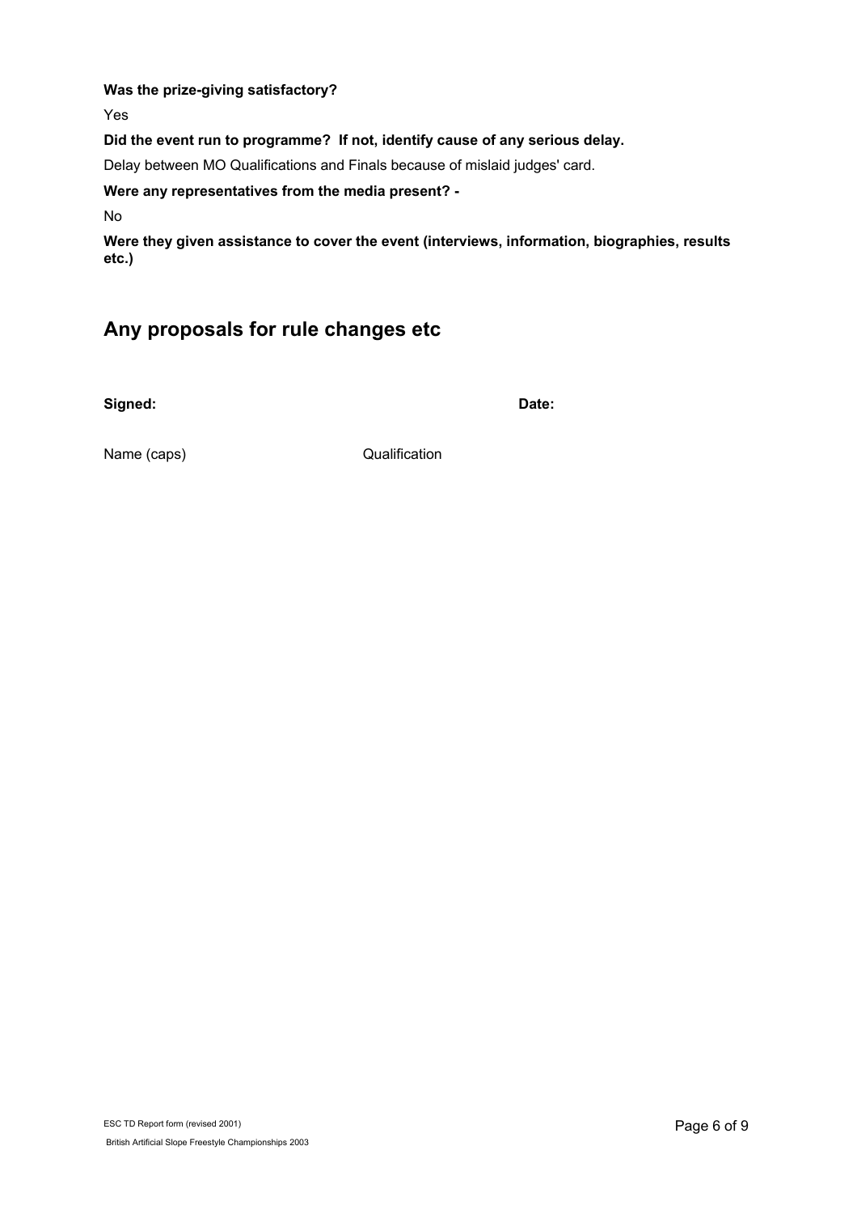**Was the prize-giving satisfactory?**

Yes

**Did the event run to programme? If not, identify cause of any serious delay.**

Delay between MO Qualifications and Finals because of mislaid judges' card.

**Were any representatives from the media present? -**

No

**Were they given assistance to cover the event (interviews, information, biographies, results etc.)**

## Any proposals for rule changes etc

**Signed:** **Date:**

Name (caps) Qualification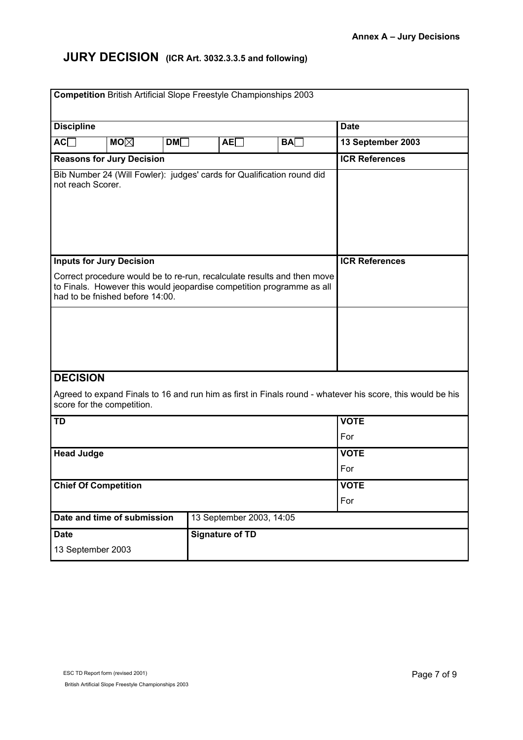**Annex A – Jury Decisions**

# JURY DECISION (ICR Art. 3032.3.3.5 and following)

| **Competition** British Artificial Slope Freestyle Championships 2003 | | | | | |
|---|---|---|---|---|---|
| **Discipline** | | | | | **Date** |
| **AC**☐ | **MO**☒ | **DM**☐ | **AE**☐ | **BA**☐ | **13 September 2003** |
| **Reasons for Jury Decision** | | | | | **ICR References** |
| Bib Number 24 (Will Fowler): judges' cards for Qualification round did not reach Scorer. | | | | | |
| **Inputs for Jury Decision** | | | | | **ICR References** |
| Correct procedure would be to re-run, recalculate results and then move to Finals. However this would jeopardise competition programme as all had to be fnished before 14:00. | | | | | |

## DECISION

Agreed to expand Finals to 16 and run him as first in Finals round - whatever his score, this would be his score for the competition.

| **TD** | **VOTE** |
|---|---|
| | For |
| **Head Judge** | **VOTE** |
| | For |
| **Chief Of Competition** | **VOTE** |
| | For |

| **Date and time of submission** | 13 September 2003, 14:05 |
|---|---|
| **Date** | **Signature of TD** |
| 13 September 2003 | |

ESC TD Report form (revised 2001)

British Artificial Slope Freestyle Championships 2003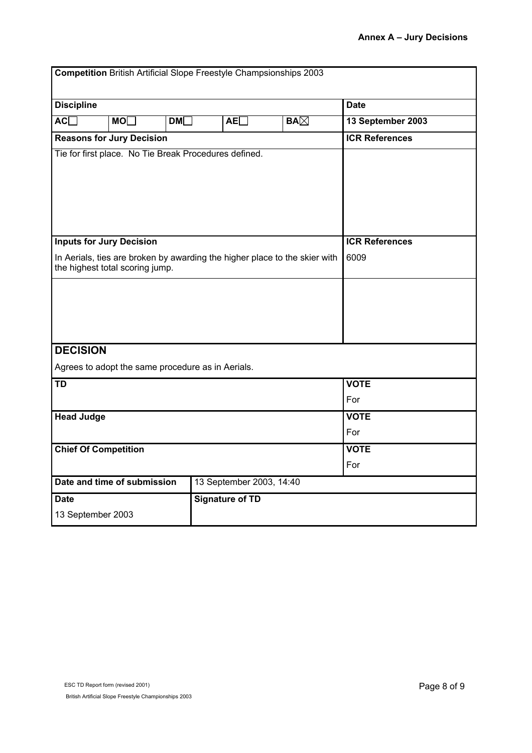## Annex A – Jury Decisions

| **Competition** British Artificial Slope Freestyle Champsionships 2003 | | | | | |
|---|---|---|---|---|---|
| **Discipline** | | | | | **Date** |
| **AC**☐ | **MO**☐ | **DM**☐ | **AE**☐ | **BA**☒ | **13 September 2003** |
| **Reasons for Jury Decision** | | | | | **ICR References** |
| Tie for first place. No Tie Break Procedures defined. | | | | | |
| **Inputs for Jury Decision** | | | | | **ICR References** |
| In Aerials, ties are broken by awarding the higher place to the skier with the highest total scoring jump. | | | | | 6009 |

### DECISION

Agrees to adopt the same procedure as in Aerials.

| | **VOTE** |
|---|---|
| **TD** | For |
| **Head Judge** | For |
| **Chief Of Competition** | For |

| **Date and time of submission** | 13 September 2003, 14:40 |
|---|---|
| **Date** | **Signature of TD** |
| 13 September 2003 | |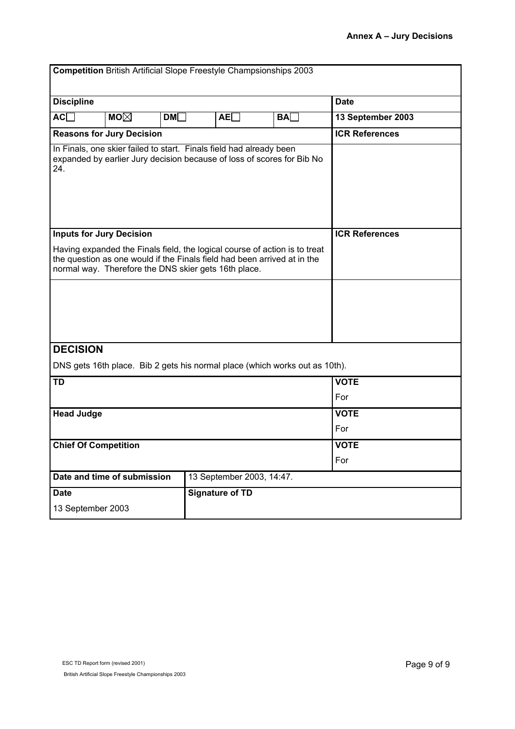**Annex A – Jury Decisions**

| | | | | | |
|---|---|---|---|---|---|
| **Competition** British Artificial Slope Freestyle Champsionships 2003 | | | | | |
| **Discipline** | | | | | **Date** |
| AC☐ | MO☒ | DM☐ | AE☐ | BA☐ | **13 September 2003** |
| **Reasons for Jury Decision** | | | | | **ICR References** |
| In Finals, one skier failed to start. Finals field had already been expanded by earlier Jury decision because of loss of scores for Bib No 24. | | | | | |
| **Inputs for Jury Decision** | | | | | **ICR References** |
| Having expanded the Finals field, the logical course of action is to treat the question as one would if the Finals field had been arrived at in the normal way. Therefore the DNS skier gets 16th place. | | | | | |

## DECISION

DNS gets 16th place. Bib 2 gets his normal place (which works out as 10th).

| | |
|---|---|
| **TD** | **VOTE** |
| | For |
| **Head Judge** | **VOTE** |
| | For |
| **Chief Of Competition** | **VOTE** |
| | For |

| | |
|---|---|
| **Date and time of submission** | 13 September 2003, 14:47. |
| **Date** | **Signature of TD** |
| 13 September 2003 | |

ESC TD Report form (revised 2001)

British Artificial Slope Freestyle Championships 2003